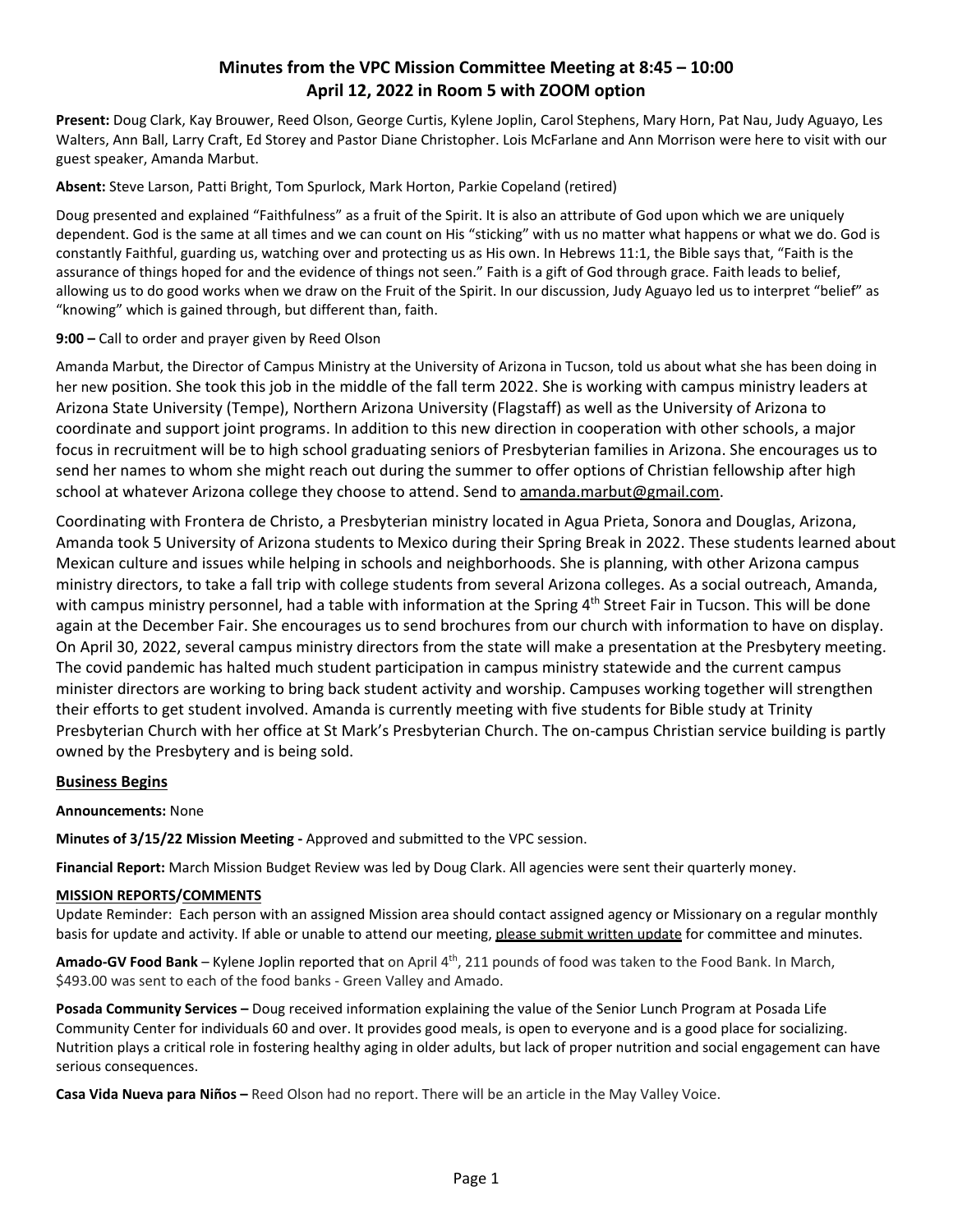# Minutes from the VPC Mission Committee Meeting at 8:45 – 10:00
## April 12, 2022 in Room 5 with ZOOM option

**Present:** Doug Clark, Kay Brouwer, Reed Olson, George Curtis, Kylene Joplin, Carol Stephens, Mary Horn, Pat Nau, Judy Aguayo, Les Walters, Ann Ball, Larry Craft, Ed Storey and Pastor Diane Christopher. Lois McFarlane and Ann Morrison were here to visit with our guest speaker, Amanda Marbut.

**Absent:** Steve Larson, Patti Bright, Tom Spurlock, Mark Horton, Parkie Copeland (retired)

Doug presented and explained "Faithfulness" as a fruit of the Spirit. It is also an attribute of God upon which we are uniquely dependent. God is the same at all times and we can count on His "sticking" with us no matter what happens or what we do. God is constantly Faithful, guarding us, watching over and protecting us as His own. In Hebrews 11:1, the Bible says that, "Faith is the assurance of things hoped for and the evidence of things not seen." Faith is a gift of God through grace. Faith leads to belief, allowing us to do good works when we draw on the Fruit of the Spirit. In our discussion, Judy Aguayo led us to interpret "belief" as "knowing" which is gained through, but different than, faith.

**9:00 –** Call to order and prayer given by Reed Olson

Amanda Marbut, the Director of Campus Ministry at the University of Arizona in Tucson, told us about what she has been doing in her new position. She took this job in the middle of the fall term 2022. She is working with campus ministry leaders at Arizona State University (Tempe), Northern Arizona University (Flagstaff) as well as the University of Arizona to coordinate and support joint programs. In addition to this new direction in cooperation with other schools, a major focus in recruitment will be to high school graduating seniors of Presbyterian families in Arizona. She encourages us to send her names to whom she might reach out during the summer to offer options of Christian fellowship after high school at whatever Arizona college they choose to attend. Send to amanda.marbut@gmail.com.

Coordinating with Frontera de Christo, a Presbyterian ministry located in Agua Prieta, Sonora and Douglas, Arizona, Amanda took 5 University of Arizona students to Mexico during their Spring Break in 2022. These students learned about Mexican culture and issues while helping in schools and neighborhoods. She is planning, with other Arizona campus ministry directors, to take a fall trip with college students from several Arizona colleges. As a social outreach, Amanda, with campus ministry personnel, had a table with information at the Spring 4th Street Fair in Tucson. This will be done again at the December Fair. She encourages us to send brochures from our church with information to have on display. On April 30, 2022, several campus ministry directors from the state will make a presentation at the Presbytery meeting. The covid pandemic has halted much student participation in campus ministry statewide and the current campus minister directors are working to bring back student activity and worship. Campuses working together will strengthen their efforts to get student involved. Amanda is currently meeting with five students for Bible study at Trinity Presbyterian Church with her office at St Mark's Presbyterian Church. The on-campus Christian service building is partly owned by the Presbytery and is being sold.

### Business Begins

**Announcements:** None

**Minutes of 3/15/22 Mission Meeting -** Approved and submitted to the VPC session.

**Financial Report:** March Mission Budget Review was led by Doug Clark. All agencies were sent their quarterly money.

### MISSION REPORTS/COMMENTS

Update Reminder: Each person with an assigned Mission area should contact assigned agency or Missionary on a regular monthly basis for update and activity. If able or unable to attend our meeting, please submit written update for committee and minutes.

**Amado-GV Food Bank** – Kylene Joplin reported that on April 4th, 211 pounds of food was taken to the Food Bank. In March, $493.00 was sent to each of the food banks - Green Valley and Amado.

**Posada Community Services –** Doug received information explaining the value of the Senior Lunch Program at Posada Life Community Center for individuals 60 and over. It provides good meals, is open to everyone and is a good place for socializing. Nutrition plays a critical role in fostering healthy aging in older adults, but lack of proper nutrition and social engagement can have serious consequences.

**Casa Vida Nueva para Niños –** Reed Olson had no report. There will be an article in the May Valley Voice.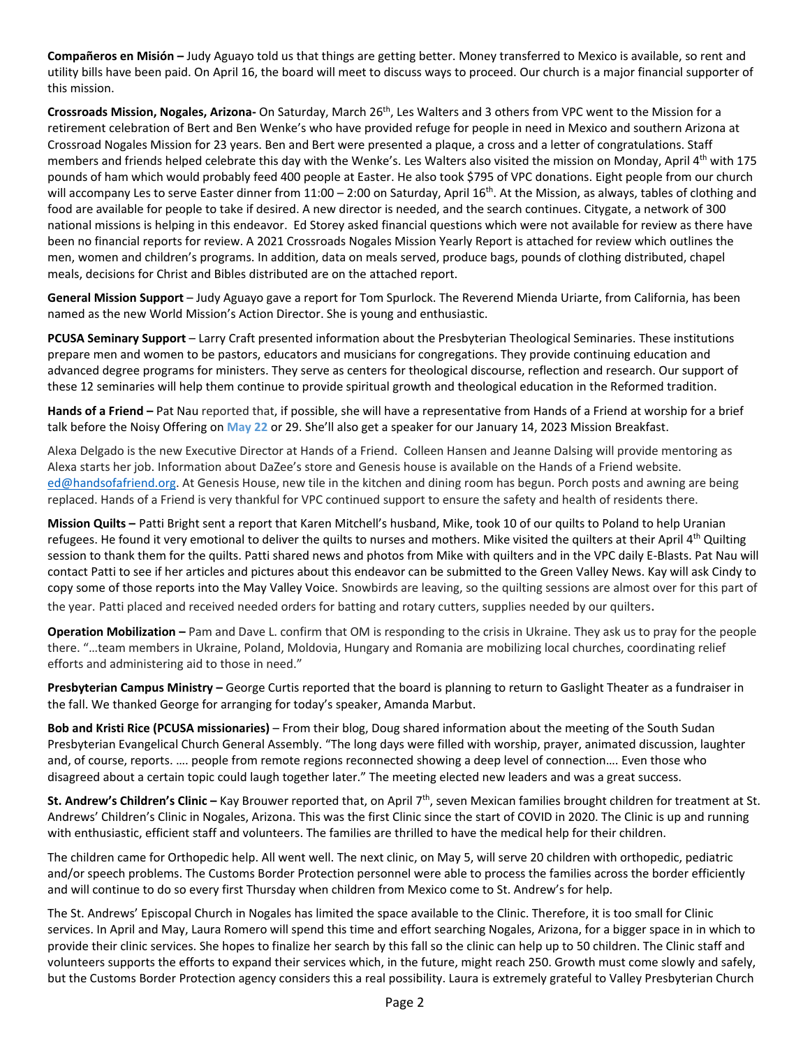**Compañeros en Misión –** Judy Aguayo told us that things are getting better. Money transferred to Mexico is available, so rent and utility bills have been paid. On April 16, the board will meet to discuss ways to proceed. Our church is a major financial supporter of this mission.

**Crossroads Mission, Nogales, Arizona-** On Saturday, March 26th, Les Walters and 3 others from VPC went to the Mission for a retirement celebration of Bert and Ben Wenke's who have provided refuge for people in need in Mexico and southern Arizona at Crossroad Nogales Mission for 23 years. Ben and Bert were presented a plaque, a cross and a letter of congratulations. Staff members and friends helped celebrate this day with the Wenke's. Les Walters also visited the mission on Monday, April 4th with 175 pounds of ham which would probably feed 400 people at Easter. He also took $795 of VPC donations. Eight people from our church will accompany Les to serve Easter dinner from 11:00 – 2:00 on Saturday, April 16th. At the Mission, as always, tables of clothing and food are available for people to take if desired. A new director is needed, and the search continues. Citygate, a network of 300 national missions is helping in this endeavor. Ed Storey asked financial questions which were not available for review as there have been no financial reports for review. A 2021 Crossroads Nogales Mission Yearly Report is attached for review which outlines the men, women and children's programs. In addition, data on meals served, produce bags, pounds of clothing distributed, chapel meals, decisions for Christ and Bibles distributed are on the attached report.

**General Mission Support** – Judy Aguayo gave a report for Tom Spurlock. The Reverend Mienda Uriarte, from California, has been named as the new World Mission's Action Director. She is young and enthusiastic.

**PCUSA Seminary Support** – Larry Craft presented information about the Presbyterian Theological Seminaries. These institutions prepare men and women to be pastors, educators and musicians for congregations. They provide continuing education and advanced degree programs for ministers. They serve as centers for theological discourse, reflection and research. Our support of these 12 seminaries will help them continue to provide spiritual growth and theological education in the Reformed tradition.

**Hands of a Friend –** Pat Nau reported that, if possible, she will have a representative from Hands of a Friend at worship for a brief talk before the Noisy Offering on **May 22** or 29. She'll also get a speaker for our January 14, 2023 Mission Breakfast.

Alexa Delgado is the new Executive Director at Hands of a Friend. Colleen Hansen and Jeanne Dalsing will provide mentoring as Alexa starts her job. Information about DaZee's store and Genesis house is available on the Hands of a Friend website. ed@handsofafriend.org. At Genesis House, new tile in the kitchen and dining room has begun. Porch posts and awning are being replaced. Hands of a Friend is very thankful for VPC continued support to ensure the safety and health of residents there.

**Mission Quilts –** Patti Bright sent a report that Karen Mitchell's husband, Mike, took 10 of our quilts to Poland to help Uranian refugees. He found it very emotional to deliver the quilts to nurses and mothers. Mike visited the quilters at their April 4th Quilting session to thank them for the quilts. Patti shared news and photos from Mike with quilters and in the VPC daily E-Blasts. Pat Nau will contact Patti to see if her articles and pictures about this endeavor can be submitted to the Green Valley News. Kay will ask Cindy to copy some of those reports into the May Valley Voice. Snowbirds are leaving, so the quilting sessions are almost over for this part of the year. Patti placed and received needed orders for batting and rotary cutters, supplies needed by our quilters.

**Operation Mobilization –** Pam and Dave L. confirm that OM is responding to the crisis in Ukraine. They ask us to pray for the people there. "…team members in Ukraine, Poland, Moldovia, Hungary and Romania are mobilizing local churches, coordinating relief efforts and administering aid to those in need."

**Presbyterian Campus Ministry –** George Curtis reported that the board is planning to return to Gaslight Theater as a fundraiser in the fall. We thanked George for arranging for today's speaker, Amanda Marbut.

**Bob and Kristi Rice (PCUSA missionaries)** – From their blog, Doug shared information about the meeting of the South Sudan Presbyterian Evangelical Church General Assembly. "The long days were filled with worship, prayer, animated discussion, laughter and, of course, reports. …. people from remote regions reconnected showing a deep level of connection…. Even those who disagreed about a certain topic could laugh together later." The meeting elected new leaders and was a great success.

**St. Andrew's Children's Clinic –** Kay Brouwer reported that, on April 7th, seven Mexican families brought children for treatment at St. Andrews' Children's Clinic in Nogales, Arizona. This was the first Clinic since the start of COVID in 2020. The Clinic is up and running with enthusiastic, efficient staff and volunteers. The families are thrilled to have the medical help for their children.

The children came for Orthopedic help. All went well. The next clinic, on May 5, will serve 20 children with orthopedic, pediatric and/or speech problems. The Customs Border Protection personnel were able to process the families across the border efficiently and will continue to do so every first Thursday when children from Mexico come to St. Andrew's for help.

The St. Andrews' Episcopal Church in Nogales has limited the space available to the Clinic. Therefore, it is too small for Clinic services. In April and May, Laura Romero will spend this time and effort searching Nogales, Arizona, for a bigger space in in which to provide their clinic services. She hopes to finalize her search by this fall so the clinic can help up to 50 children. The Clinic staff and volunteers supports the efforts to expand their services which, in the future, might reach 250. Growth must come slowly and safely, but the Customs Border Protection agency considers this a real possibility. Laura is extremely grateful to Valley Presbyterian Church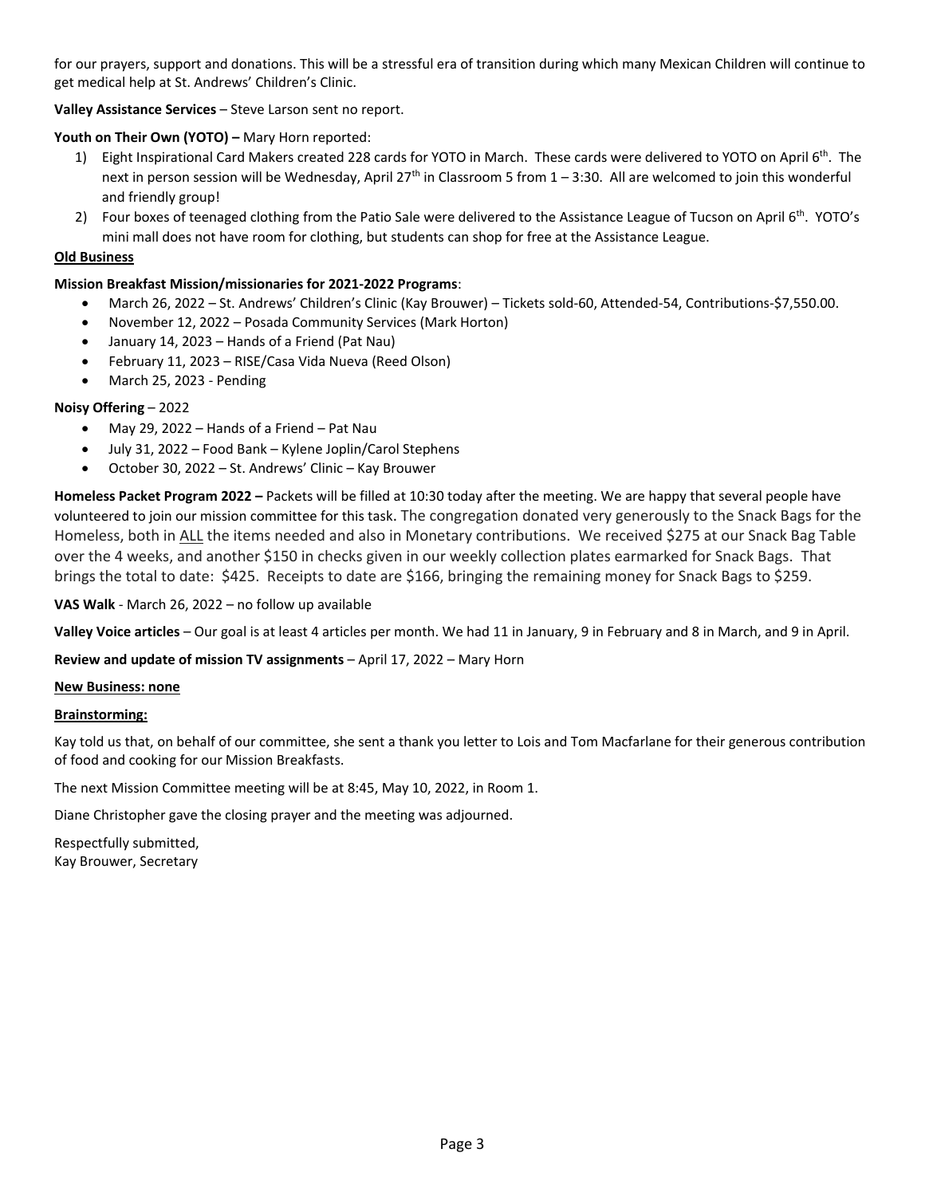for our prayers, support and donations. This will be a stressful era of transition during which many Mexican Children will continue to get medical help at St. Andrews' Children's Clinic.

**Valley Assistance Services** – Steve Larson sent no report.

**Youth on Their Own (YOTO) –** Mary Horn reported:

1) Eight Inspirational Card Makers created 228 cards for YOTO in March. These cards were delivered to YOTO on April 6th. The next in person session will be Wednesday, April 27th in Classroom 5 from 1 – 3:30. All are welcomed to join this wonderful and friendly group!
2) Four boxes of teenaged clothing from the Patio Sale were delivered to the Assistance League of Tucson on April 6th. YOTO's mini mall does not have room for clothing, but students can shop for free at the Assistance League.

**Old Business**

**Mission Breakfast Mission/missionaries for 2021-2022 Programs**:

- March 26, 2022 – St. Andrews' Children's Clinic (Kay Brouwer) – Tickets sold-60, Attended-54, Contributions-$7,550.00.
- November 12, 2022 – Posada Community Services (Mark Horton)
- January 14, 2023 – Hands of a Friend (Pat Nau)
- February 11, 2023 – RISE/Casa Vida Nueva (Reed Olson)
- March 25, 2023 - Pending

**Noisy Offering** – 2022

- May 29, 2022 – Hands of a Friend – Pat Nau
- July 31, 2022 – Food Bank – Kylene Joplin/Carol Stephens
- October 30, 2022 – St. Andrews' Clinic – Kay Brouwer

**Homeless Packet Program 2022 –** Packets will be filled at 10:30 today after the meeting. We are happy that several people have volunteered to join our mission committee for this task. The congregation donated very generously to the Snack Bags for the Homeless, both in ALL the items needed and also in Monetary contributions. We received $275 at our Snack Bag Table over the 4 weeks, and another $150 in checks given in our weekly collection plates earmarked for Snack Bags. That brings the total to date: $425. Receipts to date are $166, bringing the remaining money for Snack Bags to $259.

**VAS Walk** - March 26, 2022 – no follow up available

**Valley Voice articles** – Our goal is at least 4 articles per month. We had 11 in January, 9 in February and 8 in March, and 9 in April.

**Review and update of mission TV assignments** – April 17, 2022 – Mary Horn

**New Business: none**

**Brainstorming:**

Kay told us that, on behalf of our committee, she sent a thank you letter to Lois and Tom Macfarlane for their generous contribution of food and cooking for our Mission Breakfasts.

The next Mission Committee meeting will be at 8:45, May 10, 2022, in Room 1.

Diane Christopher gave the closing prayer and the meeting was adjourned.

Respectfully submitted,
Kay Brouwer, Secretary